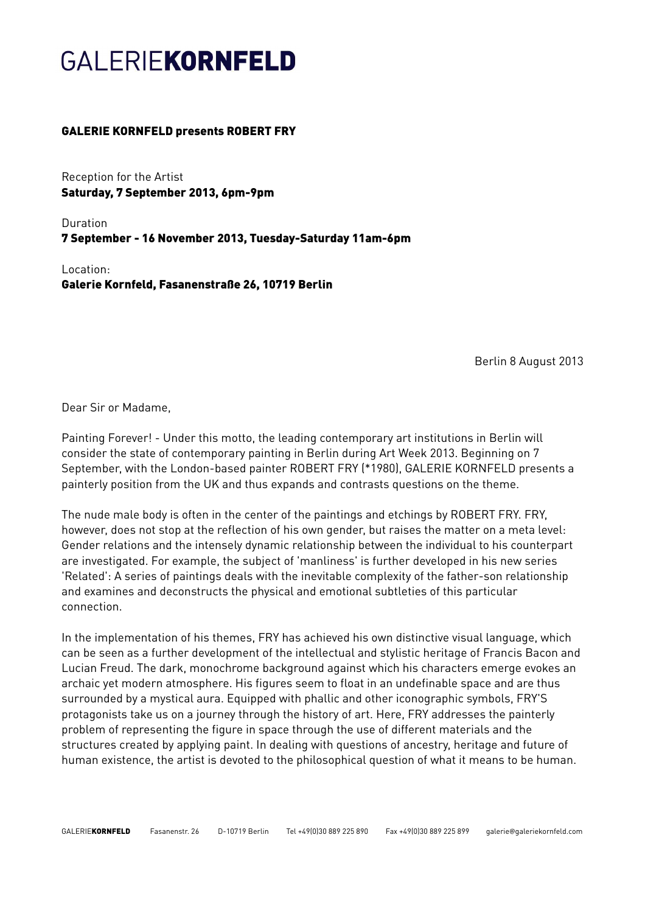# GALERIE**KORNFELD**

**GALERIE KORNFELD presents ROBERT FRY**

Reception for the Artist
**Saturday, 7 September 2013, 6pm-9pm**

Duration
**7 September - 16 November 2013, Tuesday-Saturday 11am-6pm**

Location:
**Galerie Kornfeld, Fasanenstraße 26, 10719 Berlin**

Berlin 8 August 2013

Dear Sir or Madame,

Painting Forever! - Under this motto, the leading contemporary art institutions in Berlin will consider the state of contemporary painting in Berlin during Art Week 2013. Beginning on 7 September, with the London-based painter ROBERT FRY (*1980), GALERIE KORNFELD presents a painterly position from the UK and thus expands and contrasts questions on the theme.

The nude male body is often in the center of the paintings and etchings by ROBERT FRY. FRY, however, does not stop at the reflection of his own gender, but raises the matter on a meta level: Gender relations and the intensely dynamic relationship between the individual to his counterpart are investigated. For example, the subject of 'manliness' is further developed in his new series 'Related': A series of paintings deals with the inevitable complexity of the father-son relationship and examines and deconstructs the physical and emotional subtleties of this particular connection.

In the implementation of his themes, FRY has achieved his own distinctive visual language, which can be seen as a further development of the intellectual and stylistic heritage of Francis Bacon and Lucian Freud. The dark, monochrome background against which his characters emerge evokes an archaic yet modern atmosphere. His figures seem to float in an undefinable space and are thus surrounded by a mystical aura. Equipped with phallic and other iconographic symbols, FRY'S protagonists take us on a journey through the history of art. Here, FRY addresses the painterly problem of representing the figure in space through the use of different materials and the structures created by applying paint. In dealing with questions of ancestry, heritage and future of human existence, the artist is devoted to the philosophical question of what it means to be human.

GALERIE**KORNFELD** Fasanenstr. 26 D-10719 Berlin Tel +49(0)30 889 225 890 Fax +49(0)30 889 225 899 galerie@galeriekornfeld.com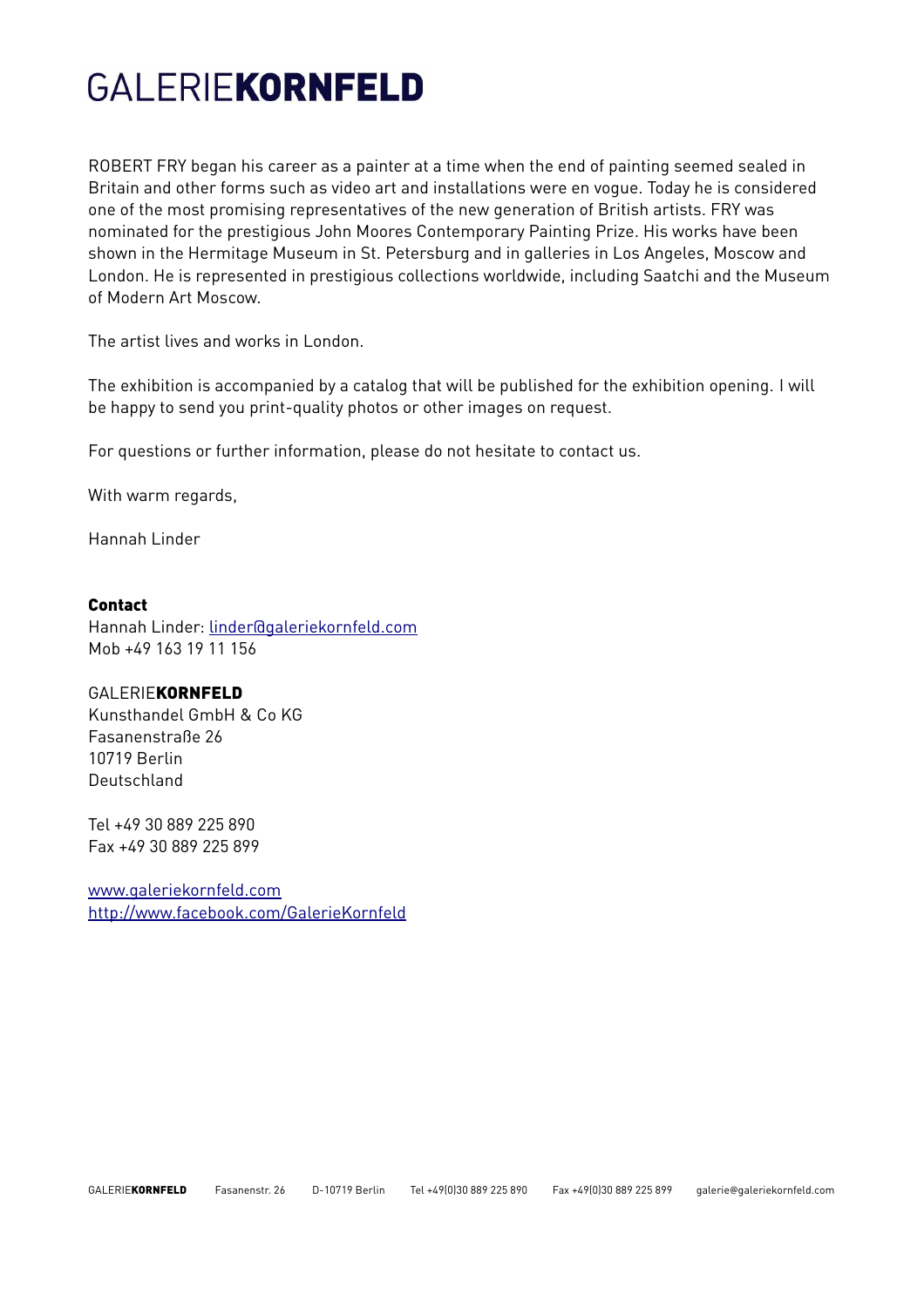# GALERIE**KORNFELD**

ROBERT FRY began his career as a painter at a time when the end of painting seemed sealed in Britain and other forms such as video art and installations were en vogue. Today he is considered one of the most promising representatives of the new generation of British artists. FRY was nominated for the prestigious John Moores Contemporary Painting Prize. His works have been shown in the Hermitage Museum in St. Petersburg and in galleries in Los Angeles, Moscow and London. He is represented in prestigious collections worldwide, including Saatchi and the Museum of Modern Art Moscow.

The artist lives and works in London.

The exhibition is accompanied by a catalog that will be published for the exhibition opening. I will be happy to send you print-quality photos or other images on request.

For questions or further information, please do not hesitate to contact us.

With warm regards,

Hannah Linder

**Contact**
Hannah Linder: linder@galeriekornfeld.com
Mob +49 163 19 11 156

GALERIE**KORNFELD**
Kunsthandel GmbH & Co KG
Fasanenstraße 26
10719 Berlin
Deutschland

Tel +49 30 889 225 890
Fax +49 30 889 225 899

www.galeriekornfeld.com
http://www.facebook.com/GalerieKornfeld